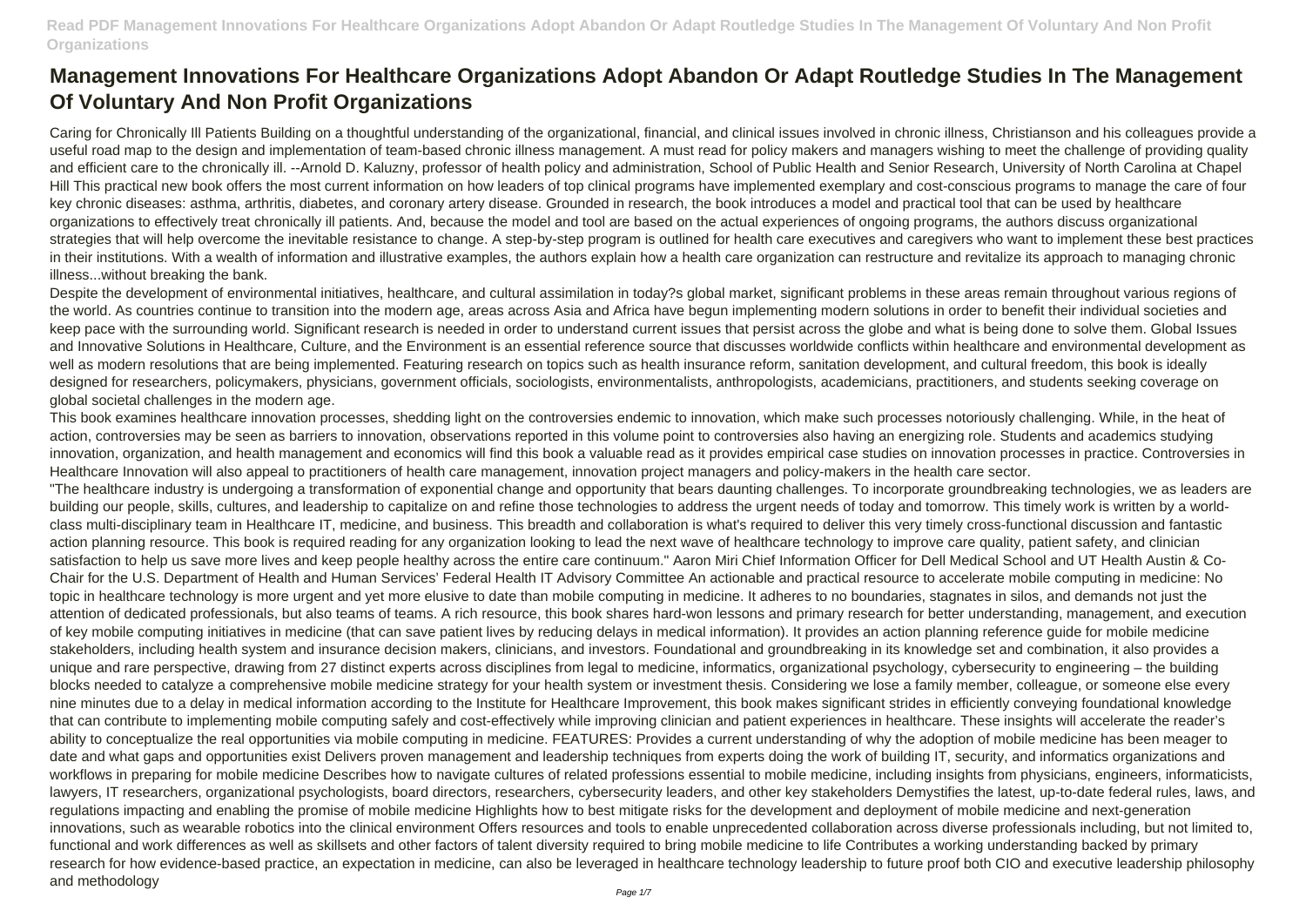# Management Innovations For Healthcare Organizations Adopt Abandon Or Adapt Routledge Studies In The Management Of Voluntary And Non Profit Organizations

Caring for Chronically Ill Patients Building on a thoughtful understanding of the organizational, financial, and clinical issues involved in chronic illness, Christianson and his colleagues provide a useful road map to the design and implementation of team-based chronic illness management. A must read for policy makers and managers wishing to meet the challenge of providing quality and efficient care to the chronically ill. --Arnold D. Kaluzny, professor of health policy and administration, School of Public Health and Senior Research, University of North Carolina at Chapel Hill This practical new book offers the most current information on how leaders of top clinical programs have implemented exemplary and cost-conscious programs to manage the care of four key chronic diseases: asthma, arthritis, diabetes, and coronary artery disease. Grounded in research, the book introduces a model and practical tool that can be used by healthcare organizations to effectively treat chronically ill patients. And, because the model and tool are based on the actual experiences of ongoing programs, the authors discuss organizational strategies that will help overcome the inevitable resistance to change. A step-by-step program is outlined for health care executives and caregivers who want to implement these best practices in their institutions. With a wealth of information and illustrative examples, the authors explain how a health care organization can restructure and revitalize its approach to managing chronic illness...without breaking the bank.

Despite the development of environmental initiatives, healthcare, and cultural assimilation in today?s global market, significant problems in these areas remain throughout various regions of the world. As countries continue to transition into the modern age, areas across Asia and Africa have begun implementing modern solutions in order to benefit their individual societies and keep pace with the surrounding world. Significant research is needed in order to understand current issues that persist across the globe and what is being done to solve them. Global Issues and Innovative Solutions in Healthcare, Culture, and the Environment is an essential reference source that discusses worldwide conflicts within healthcare and environmental development as well as modern resolutions that are being implemented. Featuring research on topics such as health insurance reform, sanitation development, and cultural freedom, this book is ideally designed for researchers, policymakers, physicians, government officials, sociologists, environmentalists, anthropologists, academicians, practitioners, and students seeking coverage on global societal challenges in the modern age.

This book examines healthcare innovation processes, shedding light on the controversies endemic to innovation, which make such processes notoriously challenging. While, in the heat of action, controversies may be seen as barriers to innovation, observations reported in this volume point to controversies also having an energizing role. Students and academics studying innovation, organization, and health management and economics will find this book a valuable read as it provides empirical case studies on innovation processes in practice. Controversies in Healthcare Innovation will also appeal to practitioners of health care management, innovation project managers and policy-makers in the health care sector.

"The healthcare industry is undergoing a transformation of exponential change and opportunity that bears daunting challenges. To incorporate groundbreaking technologies, we as leaders are building our people, skills, cultures, and leadership to capitalize on and refine those technologies to address the urgent needs of today and tomorrow. This timely work is written by a world-class multi-disciplinary team in Healthcare IT, medicine, and business. This breadth and collaboration is what's required to deliver this very timely cross-functional discussion and fantastic action planning resource. This book is required reading for any organization looking to lead the next wave of healthcare technology to improve care quality, patient safety, and clinician satisfaction to help us save more lives and keep people healthy across the entire care continuum." Aaron Miri Chief Information Officer for Dell Medical School and UT Health Austin & Co-Chair for the U.S. Department of Health and Human Services' Federal Health IT Advisory Committee An actionable and practical resource to accelerate mobile computing in medicine: No topic in healthcare technology is more urgent and yet more elusive to date than mobile computing in medicine. It adheres to no boundaries, stagnates in silos, and demands not just the attention of dedicated professionals, but also teams of teams. A rich resource, this book shares hard-won lessons and primary research for better understanding, management, and execution of key mobile computing initiatives in medicine (that can save patient lives by reducing delays in medical information). It provides an action planning reference guide for mobile medicine stakeholders, including health system and insurance decision makers, clinicians, and investors. Foundational and groundbreaking in its knowledge set and combination, it also provides a unique and rare perspective, drawing from 27 distinct experts across disciplines from legal to medicine, informatics, organizational psychology, cybersecurity to engineering – the building blocks needed to catalyze a comprehensive mobile medicine strategy for your health system or investment thesis. Considering we lose a family member, colleague, or someone else every nine minutes due to a delay in medical information according to the Institute for Healthcare Improvement, this book makes significant strides in efficiently conveying foundational knowledge that can contribute to implementing mobile computing safely and cost-effectively while improving clinician and patient experiences in healthcare. These insights will accelerate the reader's ability to conceptualize the real opportunities via mobile computing in medicine. FEATURES: Provides a current understanding of why the adoption of mobile medicine has been meager to date and what gaps and opportunities exist Delivers proven management and leadership techniques from experts doing the work of building IT, security, and informatics organizations and workflows in preparing for mobile medicine Describes how to navigate cultures of related professions essential to mobile medicine, including insights from physicians, engineers, informaticists, lawyers, IT researchers, organizational psychologists, board directors, researchers, cybersecurity leaders, and other key stakeholders Demystifies the latest, up-to-date federal rules, laws, and regulations impacting and enabling the promise of mobile medicine Highlights how to best mitigate risks for the development and deployment of mobile medicine and next-generation innovations, such as wearable robotics into the clinical environment Offers resources and tools to enable unprecedented collaboration across diverse professionals including, but not limited to, functional and work differences as well as skillsets and other factors of talent diversity required to bring mobile medicine to life Contributes a working understanding backed by primary research for how evidence-based practice, an expectation in medicine, can also be leveraged in healthcare technology leadership to future proof both CIO and executive leadership philosophy and methodology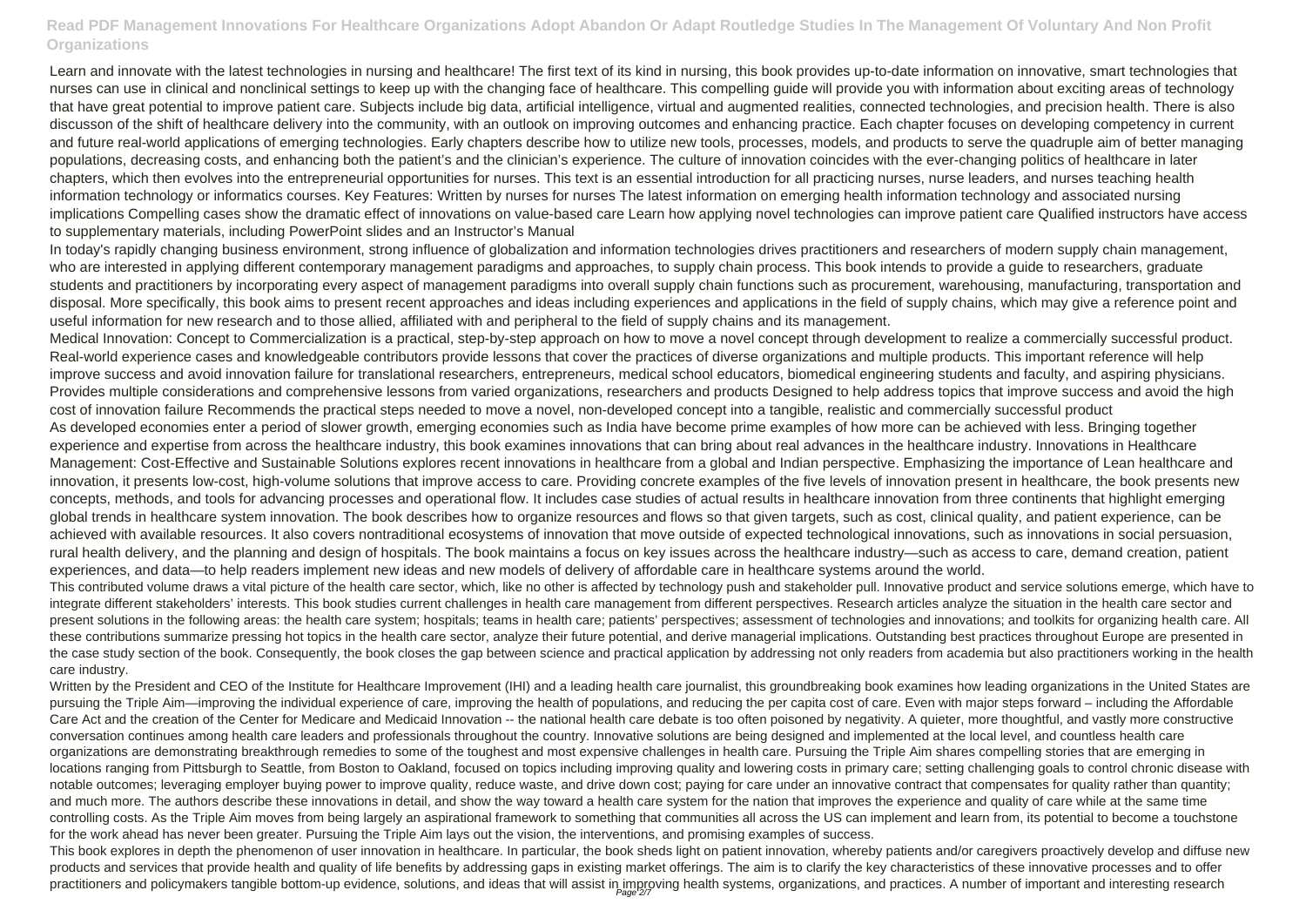Learn and innovate with the latest technologies in nursing and healthcare! The first text of its kind in nursing, this book provides up-to-date information on innovative, smart technologies that nurses can use in clinical and nonclinical settings to keep up with the changing face of healthcare. This compelling guide will provide you with information about exciting areas of technology that have great potential to improve patient care. Subjects include big data, artificial intelligence, virtual and augmented realities, connected technologies, and precision health. There is also discusson of the shift of healthcare delivery into the community, with an outlook on improving outcomes and enhancing practice. Each chapter focuses on developing competency in current and future real-world applications of emerging technologies. Early chapters describe how to utilize new tools, processes, models, and products to serve the quadruple aim of better managing populations, decreasing costs, and enhancing both the patient's and the clinician's experience. The culture of innovation coincides with the ever-changing politics of healthcare in later chapters, which then evolves into the entrepreneurial opportunities for nurses. This text is an essential introduction for all practicing nurses, nurse leaders, and nurses teaching health information technology or informatics courses. Key Features: Written by nurses for nurses The latest information on emerging health information technology and associated nursing implications Compelling cases show the dramatic effect of innovations on value-based care Learn how applying novel technologies can improve patient care Qualified instructors have access to supplementary materials, including PowerPoint slides and an Instructor's Manual

In today's rapidly changing business environment, strong influence of globalization and information technologies drives practitioners and researchers of modern supply chain management, who are interested in applying different contemporary management paradigms and approaches, to supply chain process. This book intends to provide a guide to researchers, graduate students and practitioners by incorporating every aspect of management paradigms into overall supply chain functions such as procurement, warehousing, manufacturing, transportation and disposal. More specifically, this book aims to present recent approaches and ideas including experiences and applications in the field of supply chains, which may give a reference point and useful information for new research and to those allied, affiliated with and peripheral to the field of supply chains and its management.

Medical Innovation: Concept to Commercialization is a practical, step-by-step approach on how to move a novel concept through development to realize a commercially successful product. Real-world experience cases and knowledgeable contributors provide lessons that cover the practices of diverse organizations and multiple products. This important reference will help improve success and avoid innovation failure for translational researchers, entrepreneurs, medical school educators, biomedical engineering students and faculty, and aspiring physicians. Provides multiple considerations and comprehensive lessons from varied organizations, researchers and products Designed to help address topics that improve success and avoid the high cost of innovation failure Recommends the practical steps needed to move a novel, non-developed concept into a tangible, realistic and commercially successful product

As developed economies enter a period of slower growth, emerging economies such as India have become prime examples of how more can be achieved with less. Bringing together experience and expertise from across the healthcare industry, this book examines innovations that can bring about real advances in the healthcare industry. Innovations in Healthcare Management: Cost-Effective and Sustainable Solutions explores recent innovations in healthcare from a global and Indian perspective. Emphasizing the importance of Lean healthcare and innovation, it presents low-cost, high-volume solutions that improve access to care. Providing concrete examples of the five levels of innovation present in healthcare, the book presents new concepts, methods, and tools for advancing processes and operational flow. It includes case studies of actual results in healthcare innovation from three continents that highlight emerging global trends in healthcare system innovation. The book describes how to organize resources and flows so that given targets, such as cost, clinical quality, and patient experience, can be achieved with available resources. It also covers nontraditional ecosystems of innovation that move outside of expected technological innovations, such as innovations in social persuasion, rural health delivery, and the planning and design of hospitals. The book maintains a focus on key issues across the healthcare industry—such as access to care, demand creation, patient experiences, and data—to help readers implement new ideas and new models of delivery of affordable care in healthcare systems around the world.

This contributed volume draws a vital picture of the health care sector, which, like no other is affected by technology push and stakeholder pull. Innovative product and service solutions emerge, which have to integrate different stakeholders' interests. This book studies current challenges in health care management from different perspectives. Research articles analyze the situation in the health care sector and present solutions in the following areas: the health care system; hospitals; teams in health care; patients' perspectives; assessment of technologies and innovations; and toolkits for organizing health care. All these contributions summarize pressing hot topics in the health care sector, analyze their future potential, and derive managerial implications. Outstanding best practices throughout Europe are presented in the case study section of the book. Consequently, the book closes the gap between science and practical application by addressing not only readers from academia but also practitioners working in the health care industry.

Written by the President and CEO of the Institute for Healthcare Improvement (IHI) and a leading health care journalist, this groundbreaking book examines how leading organizations in the United States are pursuing the Triple Aim—improving the individual experience of care, improving the health of populations, and reducing the per capita cost of care. Even with major steps forward – including the Affordable Care Act and the creation of the Center for Medicare and Medicaid Innovation -- the national health care debate is too often poisoned by negativity. A quieter, more thoughtful, and vastly more constructive conversation continues among health care leaders and professionals throughout the country. Innovative solutions are being designed and implemented at the local level, and countless health care organizations are demonstrating breakthrough remedies to some of the toughest and most expensive challenges in health care. Pursuing the Triple Aim shares compelling stories that are emerging in locations ranging from Pittsburgh to Seattle, from Boston to Oakland, focused on topics including improving quality and lowering costs in primary care; setting challenging goals to control chronic disease with notable outcomes; leveraging employer buying power to improve quality, reduce waste, and drive down cost; paying for care under an innovative contract that compensates for quality rather than quantity; and much more. The authors describe these innovations in detail, and show the way toward a health care system for the nation that improves the experience and quality of care while at the same time controlling costs. As the Triple Aim moves from being largely an aspirational framework to something that communities all across the US can implement and learn from, its potential to become a touchstone for the work ahead has never been greater. Pursuing the Triple Aim lays out the vision, the interventions, and promising examples of success.

This book explores in depth the phenomenon of user innovation in healthcare. In particular, the book sheds light on patient innovation, whereby patients and/or caregivers proactively develop and diffuse new products and services that provide health and quality of life benefits by addressing gaps in existing market offerings. The aim is to clarify the key characteristics of these innovative processes and to offer practitioners and policymakers tangible bottom-up evidence, solutions, and ideas that will assist in improving health systems, organizations, and practices. A number of important and interesting research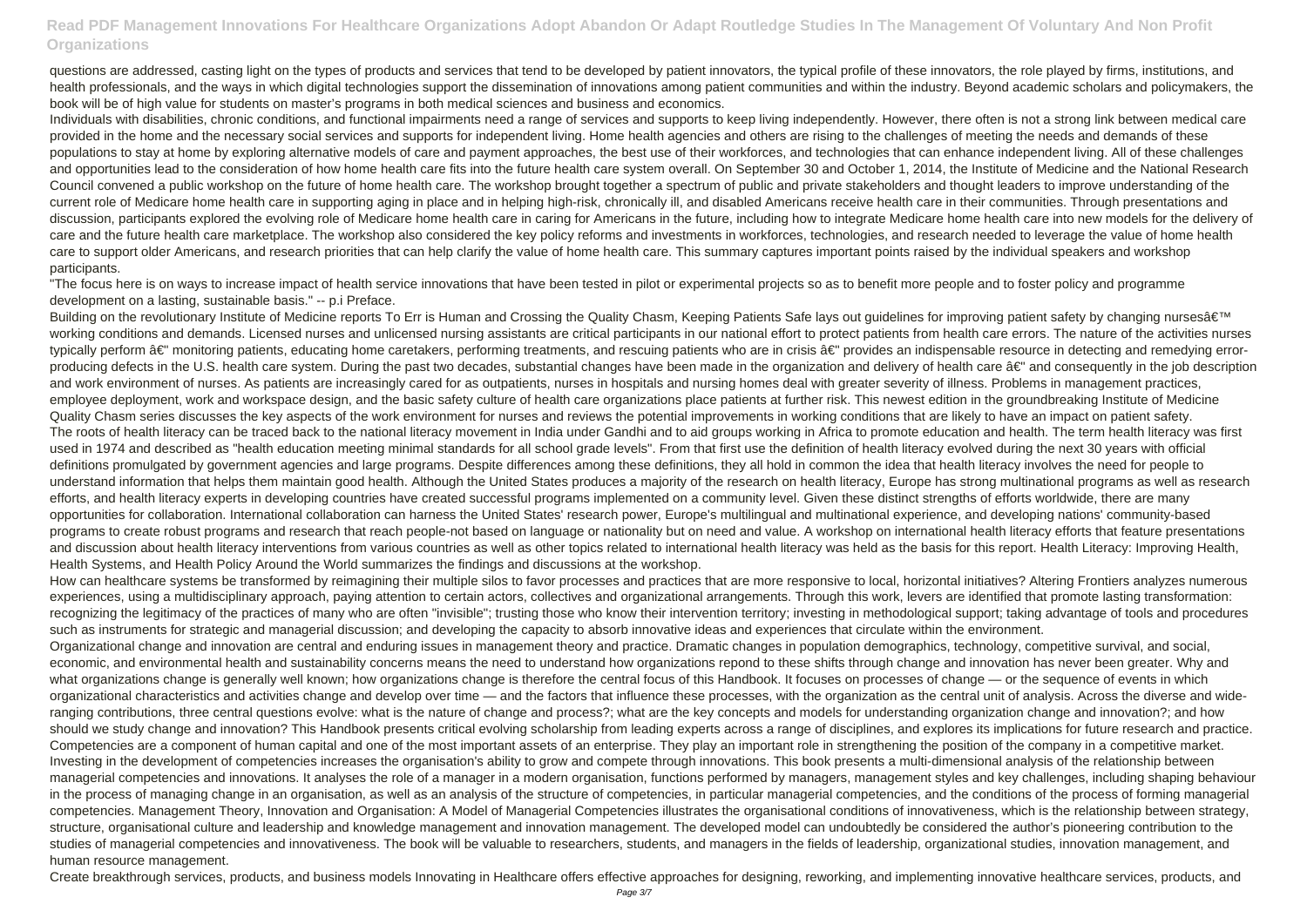questions are addressed, casting light on the types of products and services that tend to be developed by patient innovators, the typical profile of these innovators, the role played by firms, institutions, and health professionals, and the ways in which digital technologies support the dissemination of innovations among patient communities and within the industry. Beyond academic scholars and policymakers, the book will be of high value for students on master's programs in both medical sciences and business and economics.

Individuals with disabilities, chronic conditions, and functional impairments need a range of services and supports to keep living independently. However, there often is not a strong link between medical care provided in the home and the necessary social services and supports for independent living. Home health agencies and others are rising to the challenges of meeting the needs and demands of these populations to stay at home by exploring alternative models of care and payment approaches, the best use of their workforces, and technologies that can enhance independent living. All of these challenges and opportunities lead to the consideration of how home health care fits into the future health care system overall. On September 30 and October 1, 2014, the Institute of Medicine and the National Research Council convened a public workshop on the future of home health care. The workshop brought together a spectrum of public and private stakeholders and thought leaders to improve understanding of the current role of Medicare home health care in supporting aging in place and in helping high-risk, chronically ill, and disabled Americans receive health care in their communities. Through presentations and discussion, participants explored the evolving role of Medicare home health care in caring for Americans in the future, including how to integrate Medicare home health care into new models for the delivery of care and the future health care marketplace. The workshop also considered the key policy reforms and investments in workforces, technologies, and research needed to leverage the value of home health care to support older Americans, and research priorities that can help clarify the value of home health care. This summary captures important points raised by the individual speakers and workshop participants.

"The focus here is on ways to increase impact of health service innovations that have been tested in pilot or experimental projects so as to benefit more people and to foster policy and programme development on a lasting, sustainable basis." -- p.i Preface.

Building on the revolutionary Institute of Medicine reports To Err is Human and Crossing the Quality Chasm, Keeping Patients Safe lays out guidelines for improving patient safety by changing nursesâ€™ working conditions and demands. Licensed nurses and unlicensed nursing assistants are critical participants in our national effort to protect patients from health care errors. The nature of the activities nurses typically perform â€" monitoring patients, educating home caretakers, performing treatments, and rescuing patients who are in crisis â€" provides an indispensable resource in detecting and remedying error-producing defects in the U.S. health care system. During the past two decades, substantial changes have been made in the organization and delivery of health care â€" and consequently in the job description and work environment of nurses. As patients are increasingly cared for as outpatients, nurses in hospitals and nursing homes deal with greater severity of illness. Problems in management practices, employee deployment, work and workspace design, and the basic safety culture of health care organizations place patients at further risk. This newest edition in the groundbreaking Institute of Medicine Quality Chasm series discusses the key aspects of the work environment for nurses and reviews the potential improvements in working conditions that are likely to have an impact on patient safety.

The roots of health literacy can be traced back to the national literacy movement in India under Gandhi and to aid groups working in Africa to promote education and health. The term health literacy was first used in 1974 and described as "health education meeting minimal standards for all school grade levels". From that first use the definition of health literacy evolved during the next 30 years with official definitions promulgated by government agencies and large programs. Despite differences among these definitions, they all hold in common the idea that health literacy involves the need for people to understand information that helps them maintain good health. Although the United States produces a majority of the research on health literacy, Europe has strong multinational programs as well as research efforts, and health literacy experts in developing countries have created successful programs implemented on a community level. Given these distinct strengths of efforts worldwide, there are many opportunities for collaboration. International collaboration can harness the United States' research power, Europe's multilingual and multinational experience, and developing nations' community-based programs to create robust programs and research that reach people-not based on language or nationality but on need and value. A workshop on international health literacy efforts that feature presentations and discussion about health literacy interventions from various countries as well as other topics related to international health literacy was held as the basis for this report. Health Literacy: Improving Health, Health Systems, and Health Policy Around the World summarizes the findings and discussions at the workshop.

How can healthcare systems be transformed by reimagining their multiple silos to favor processes and practices that are more responsive to local, horizontal initiatives? Altering Frontiers analyzes numerous experiences, using a multidisciplinary approach, paying attention to certain actors, collectives and organizational arrangements. Through this work, levers are identified that promote lasting transformation: recognizing the legitimacy of the practices of many who are often "invisible"; trusting those who know their intervention territory; investing in methodological support; taking advantage of tools and procedures such as instruments for strategic and managerial discussion; and developing the capacity to absorb innovative ideas and experiences that circulate within the environment.

Organizational change and innovation are central and enduring issues in management theory and practice. Dramatic changes in population demographics, technology, competitive survival, and social, economic, and environmental health and sustainability concerns means the need to understand how organizations repond to these shifts through change and innovation has never been greater. Why and what organizations change is generally well known; how organizations change is therefore the central focus of this Handbook. It focuses on processes of change — or the sequence of events in which organizational characteristics and activities change and develop over time — and the factors that influence these processes, with the organization as the central unit of analysis. Across the diverse and wide-ranging contributions, three central questions evolve: what is the nature of change and process?; what are the key concepts and models for understanding organization change and innovation?; and how should we study change and innovation? This Handbook presents critical evolving scholarship from leading experts across a range of disciplines, and explores its implications for future research and practice.

Competencies are a component of human capital and one of the most important assets of an enterprise. They play an important role in strengthening the position of the company in a competitive market. Investing in the development of competencies increases the organisation's ability to grow and compete through innovations. This book presents a multi-dimensional analysis of the relationship between managerial competencies and innovations. It analyses the role of a manager in a modern organisation, functions performed by managers, management styles and key challenges, including shaping behaviour in the process of managing change in an organisation, as well as an analysis of the structure of competencies, in particular managerial competencies, and the conditions of the process of forming managerial competencies. Management Theory, Innovation and Organisation: A Model of Managerial Competencies illustrates the organisational conditions of innovativeness, which is the relationship between strategy, structure, organisational culture and leadership and knowledge management and innovation management. The developed model can undoubtedly be considered the author's pioneering contribution to the studies of managerial competencies and innovativeness. The book will be valuable to researchers, students, and managers in the fields of leadership, organizational studies, innovation management, and human resource management.

Create breakthrough services, products, and business models Innovating in Healthcare offers effective approaches for designing, reworking, and implementing innovative healthcare services, products, and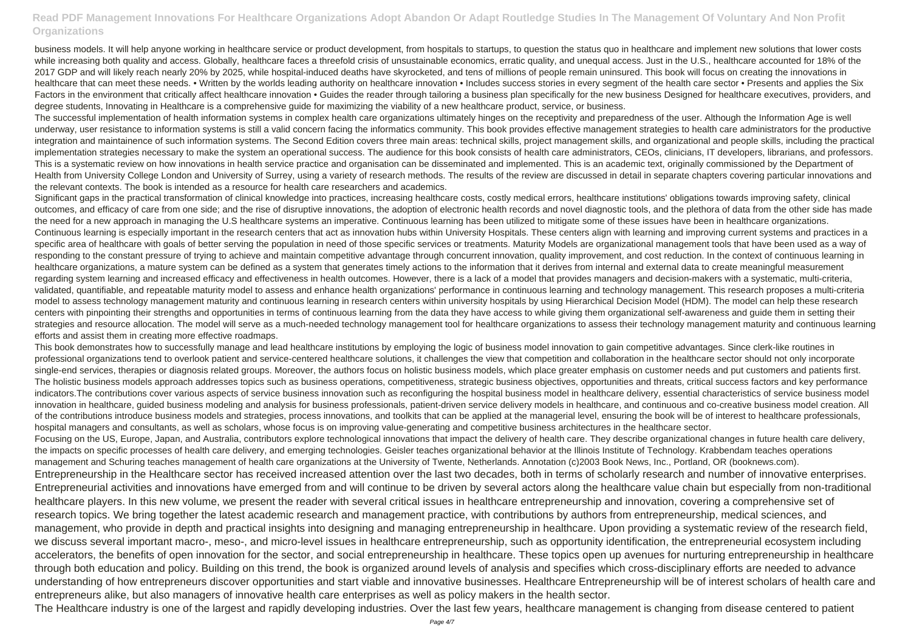business models. It will help anyone working in healthcare service or product development, from hospitals to startups, to question the status quo in healthcare and implement new solutions that lower costs while increasing both quality and access. Globally, healthcare faces a threefold crisis of unsustainable economics, erratic quality, and unequal access. Just in the U.S., healthcare accounted for 18% of the 2017 GDP and will likely reach nearly 20% by 2025, while hospital-induced deaths have skyrocketed, and tens of millions of people remain uninsured. This book will focus on creating the innovations in healthcare that can meet these needs. • Written by the worlds leading authority on healthcare innovation • Includes success stories in every segment of the health care sector • Presents and applies the Six Factors in the environment that critically affect healthcare innovation • Guides the reader through tailoring a business plan specifically for the new business Designed for healthcare executives, providers, and degree students, Innovating in Healthcare is a comprehensive guide for maximizing the viability of a new healthcare product, service, or business.

The successful implementation of health information systems in complex health care organizations ultimately hinges on the receptivity and preparedness of the user. Although the Information Age is well underway, user resistance to information systems is still a valid concern facing the informatics community. This book provides effective management strategies to health care administrators for the productive integration and maintainence of such information systems. The Second Edition covers three main areas: technical skills, project management skills, and organizational and people skills, including the practical implementation strategies necessary to make the system an operational success. The audience for this book consists of health care administrators, CEOs, clinicians, IT developers, librarians, and professors.

This is a systematic review on how innovations in health service practice and organisation can be disseminated and implemented. This is an academic text, originally commissioned by the Department of Health from University College London and University of Surrey, using a variety of research methods. The results of the review are discussed in detail in separate chapters covering particular innovations and the relevant contexts. The book is intended as a resource for health care researchers and academics.

Significant gaps in the practical transformation of clinical knowledge into practices, increasing healthcare costs, costly medical errors, healthcare institutions' obligations towards improving safety, clinical outcomes, and efficacy of care from one side; and the rise of disruptive innovations, the adoption of electronic health records and novel diagnostic tools, and the plethora of data from the other side has made the need for a new approach in managing the U.S healthcare systems an imperative. Continuous learning has been utilized to mitigate some of these issues have been in healthcare organizations. Continuous learning is especially important in the research centers that act as innovation hubs within University Hospitals. These centers align with learning and improving current systems and practices in a specific area of healthcare with goals of better serving the population in need of those specific services or treatments. Maturity Models are organizational management tools that have been used as a way of responding to the constant pressure of trying to achieve and maintain competitive advantage through concurrent innovation, quality improvement, and cost reduction. In the context of continuous learning in healthcare organizations, a mature system can be defined as a system that generates timely actions to the information that it derives from internal and external data to create meaningful measurement regarding system learning and increased efficacy and effectiveness in health outcomes. However, there is a lack of a model that provides managers and decision-makers with a systematic, multi-criteria, validated, quantifiable, and repeatable maturity model to assess and enhance health organizations' performance in continuous learning and technology management. This research proposes a multi-criteria model to assess technology management maturity and continuous learning in research centers within university hospitals by using Hierarchical Decision Model (HDM). The model can help these research centers with pinpointing their strengths and opportunities in terms of continuous learning from the data they have access to while giving them organizational self-awareness and guide them in setting their strategies and resource allocation. The model will serve as a much-needed technology management tool for healthcare organizations to assess their technology management maturity and continuous learning efforts and assist them in creating more effective roadmaps.

This book demonstrates how to successfully manage and lead healthcare institutions by employing the logic of business model innovation to gain competitive advantages. Since clerk-like routines in professional organizations tend to overlook patient and service-centered healthcare solutions, it challenges the view that competition and collaboration in the healthcare sector should not only incorporate single-end services, therapies or diagnosis related groups. Moreover, the authors focus on holistic business models, which place greater emphasis on customer needs and put customers and patients first. The holistic business models approach addresses topics such as business operations, competitiveness, strategic business objectives, opportunities and threats, critical success factors and key performance indicators.The contributions cover various aspects of service business innovation such as reconfiguring the hospital business model in healthcare delivery, essential characteristics of service business model innovation in healthcare, guided business modeling and analysis for business professionals, patient-driven service delivery models in healthcare, and continuous and co-creative business model creation. All of the contributions introduce business models and strategies, process innovations, and toolkits that can be applied at the managerial level, ensuring the book will be of interest to healthcare professionals, hospital managers and consultants, as well as scholars, whose focus is on improving value-generating and competitive business architectures in the healthcare sector.

Focusing on the US, Europe, Japan, and Australia, contributors explore technological innovations that impact the delivery of health care. They describe organizational changes in future health care delivery, the impacts on specific processes of health care delivery, and emerging technologies. Geisler teaches organizational behavior at the Illinois Institute of Technology. Krabbendam teaches operations management and Schuring teaches management of health care organizations at the University of Twente, Netherlands. Annotation (c)2003 Book News, Inc., Portland, OR (booknews.com).

Entrepreneurship in the Healthcare sector has received increased attention over the last two decades, both in terms of scholarly research and number of innovative enterprises. Entrepreneurial activities and innovations have emerged from and will continue to be driven by several actors along the healthcare value chain but especially from non-traditional healthcare players. In this new volume, we present the reader with several critical issues in healthcare entrepreneurship and innovation, covering a comprehensive set of research topics. We bring together the latest academic research and management practice, with contributions by authors from entrepreneurship, medical sciences, and management, who provide in depth and practical insights into designing and managing entrepreneurship in healthcare. Upon providing a systematic review of the research field, we discuss several important macro-, meso-, and micro-level issues in healthcare entrepreneurship, such as opportunity identification, the entrepreneurial ecosystem including accelerators, the benefits of open innovation for the sector, and social entrepreneurship in healthcare. These topics open up avenues for nurturing entrepreneurship in healthcare through both education and policy. Building on this trend, the book is organized around levels of analysis and specifies which cross-disciplinary efforts are needed to advance understanding of how entrepreneurs discover opportunities and start viable and innovative businesses. Healthcare Entrepreneurship will be of interest scholars of health care and entrepreneurs alike, but also managers of innovative health care enterprises as well as policy makers in the health sector.

The Healthcare industry is one of the largest and rapidly developing industries. Over the last few years, healthcare management is changing from disease centered to patient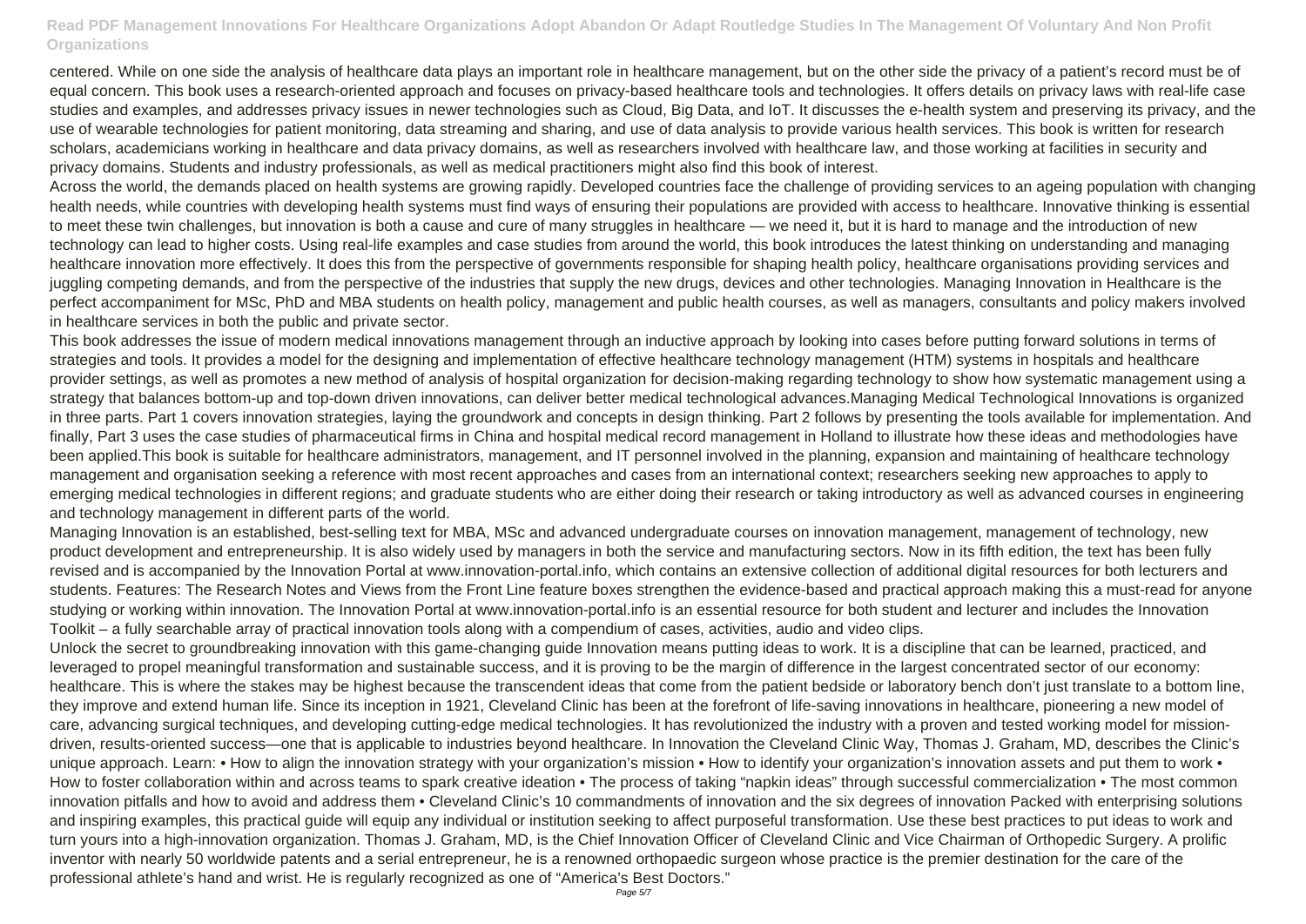centered. While on one side the analysis of healthcare data plays an important role in healthcare management, but on the other side the privacy of a patient's record must be of equal concern. This book uses a research-oriented approach and focuses on privacy-based healthcare tools and technologies. It offers details on privacy laws with real-life case studies and examples, and addresses privacy issues in newer technologies such as Cloud, Big Data, and IoT. It discusses the e-health system and preserving its privacy, and the use of wearable technologies for patient monitoring, data streaming and sharing, and use of data analysis to provide various health services. This book is written for research scholars, academicians working in healthcare and data privacy domains, as well as researchers involved with healthcare law, and those working at facilities in security and privacy domains. Students and industry professionals, as well as medical practitioners might also find this book of interest.

Across the world, the demands placed on health systems are growing rapidly. Developed countries face the challenge of providing services to an ageing population with changing health needs, while countries with developing health systems must find ways of ensuring their populations are provided with access to healthcare. Innovative thinking is essential to meet these twin challenges, but innovation is both a cause and cure of many struggles in healthcare — we need it, but it is hard to manage and the introduction of new technology can lead to higher costs. Using real-life examples and case studies from around the world, this book introduces the latest thinking on understanding and managing healthcare innovation more effectively. It does this from the perspective of governments responsible for shaping health policy, healthcare organisations providing services and juggling competing demands, and from the perspective of the industries that supply the new drugs, devices and other technologies. Managing Innovation in Healthcare is the perfect accompaniment for MSc, PhD and MBA students on health policy, management and public health courses, as well as managers, consultants and policy makers involved in healthcare services in both the public and private sector.

This book addresses the issue of modern medical innovations management through an inductive approach by looking into cases before putting forward solutions in terms of strategies and tools. It provides a model for the designing and implementation of effective healthcare technology management (HTM) systems in hospitals and healthcare provider settings, as well as promotes a new method of analysis of hospital organization for decision-making regarding technology to show how systematic management using a strategy that balances bottom-up and top-down driven innovations, can deliver better medical technological advances.Managing Medical Technological Innovations is organized in three parts. Part 1 covers innovation strategies, laying the groundwork and concepts in design thinking. Part 2 follows by presenting the tools available for implementation. And finally, Part 3 uses the case studies of pharmaceutical firms in China and hospital medical record management in Holland to illustrate how these ideas and methodologies have been applied.This book is suitable for healthcare administrators, management, and IT personnel involved in the planning, expansion and maintaining of healthcare technology management and organisation seeking a reference with most recent approaches and cases from an international context; researchers seeking new approaches to apply to emerging medical technologies in different regions; and graduate students who are either doing their research or taking introductory as well as advanced courses in engineering and technology management in different parts of the world.

Managing Innovation is an established, best-selling text for MBA, MSc and advanced undergraduate courses on innovation management, management of technology, new product development and entrepreneurship. It is also widely used by managers in both the service and manufacturing sectors. Now in its fifth edition, the text has been fully revised and is accompanied by the Innovation Portal at www.innovation-portal.info, which contains an extensive collection of additional digital resources for both lecturers and students. Features: The Research Notes and Views from the Front Line feature boxes strengthen the evidence-based and practical approach making this a must-read for anyone studying or working within innovation. The Innovation Portal at www.innovation-portal.info is an essential resource for both student and lecturer and includes the Innovation Toolkit – a fully searchable array of practical innovation tools along with a compendium of cases, activities, audio and video clips.

Unlock the secret to groundbreaking innovation with this game-changing guide Innovation means putting ideas to work. It is a discipline that can be learned, practiced, and leveraged to propel meaningful transformation and sustainable success, and it is proving to be the margin of difference in the largest concentrated sector of our economy: healthcare. This is where the stakes may be highest because the transcendent ideas that come from the patient bedside or laboratory bench don't just translate to a bottom line, they improve and extend human life. Since its inception in 1921, Cleveland Clinic has been at the forefront of life-saving innovations in healthcare, pioneering a new model of care, advancing surgical techniques, and developing cutting-edge medical technologies. It has revolutionized the industry with a proven and tested working model for mission-driven, results-oriented success—one that is applicable to industries beyond healthcare. In Innovation the Cleveland Clinic Way, Thomas J. Graham, MD, describes the Clinic's unique approach. Learn: • How to align the innovation strategy with your organization's mission • How to identify your organization's innovation assets and put them to work • How to foster collaboration within and across teams to spark creative ideation • The process of taking "napkin ideas" through successful commercialization • The most common innovation pitfalls and how to avoid and address them • Cleveland Clinic's 10 commandments of innovation and the six degrees of innovation Packed with enterprising solutions and inspiring examples, this practical guide will equip any individual or institution seeking to affect purposeful transformation. Use these best practices to put ideas to work and turn yours into a high-innovation organization. Thomas J. Graham, MD, is the Chief Innovation Officer of Cleveland Clinic and Vice Chairman of Orthopedic Surgery. A prolific inventor with nearly 50 worldwide patents and a serial entrepreneur, he is a renowned orthopaedic surgeon whose practice is the premier destination for the care of the professional athlete's hand and wrist. He is regularly recognized as one of "America's Best Doctors."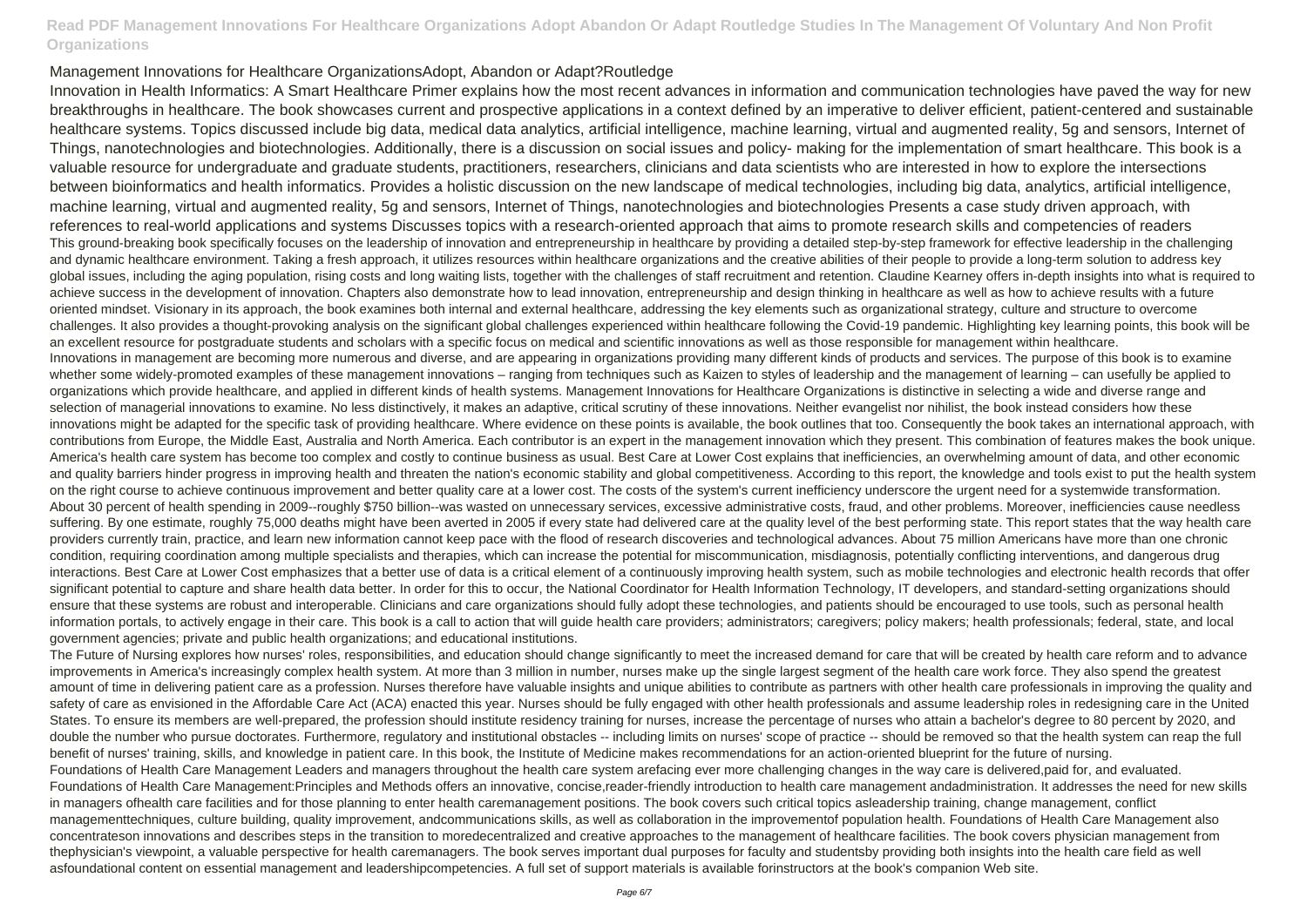Management Innovations for Healthcare OrganizationsAdopt, Abandon or Adapt?Routledge

Innovation in Health Informatics: A Smart Healthcare Primer explains how the most recent advances in information and communication technologies have paved the way for new breakthroughs in healthcare. The book showcases current and prospective applications in a context defined by an imperative to deliver efficient, patient-centered and sustainable healthcare systems. Topics discussed include big data, medical data analytics, artificial intelligence, machine learning, virtual and augmented reality, 5g and sensors, Internet of Things, nanotechnologies and biotechnologies. Additionally, there is a discussion on social issues and policy- making for the implementation of smart healthcare. This book is a valuable resource for undergraduate and graduate students, practitioners, researchers, clinicians and data scientists who are interested in how to explore the intersections between bioinformatics and health informatics. Provides a holistic discussion on the new landscape of medical technologies, including big data, analytics, artificial intelligence, machine learning, virtual and augmented reality, 5g and sensors, Internet of Things, nanotechnologies and biotechnologies Presents a case study driven approach, with references to real-world applications and systems Discusses topics with a research-oriented approach that aims to promote research skills and competencies of readers

This ground-breaking book specifically focuses on the leadership of innovation and entrepreneurship in healthcare by providing a detailed step-by-step framework for effective leadership in the challenging and dynamic healthcare environment. Taking a fresh approach, it utilizes resources within healthcare organizations and the creative abilities of their people to provide a long-term solution to address key global issues, including the aging population, rising costs and long waiting lists, together with the challenges of staff recruitment and retention. Claudine Kearney offers in-depth insights into what is required to achieve success in the development of innovation. Chapters also demonstrate how to lead innovation, entrepreneurship and design thinking in healthcare as well as how to achieve results with a future oriented mindset. Visionary in its approach, the book examines both internal and external healthcare, addressing the key elements such as organizational strategy, culture and structure to overcome challenges. It also provides a thought-provoking analysis on the significant global challenges experienced within healthcare following the Covid-19 pandemic. Highlighting key learning points, this book will be an excellent resource for postgraduate students and scholars with a specific focus on medical and scientific innovations as well as those responsible for management within healthcare.

Innovations in management are becoming more numerous and diverse, and are appearing in organizations providing many different kinds of products and services. The purpose of this book is to examine whether some widely-promoted examples of these management innovations – ranging from techniques such as Kaizen to styles of leadership and the management of learning – can usefully be applied to organizations which provide healthcare, and applied in different kinds of health systems. Management Innovations for Healthcare Organizations is distinctive in selecting a wide and diverse range and selection of managerial innovations to examine. No less distinctively, it makes an adaptive, critical scrutiny of these innovations. Neither evangelist nor nihilist, the book instead considers how these innovations might be adapted for the specific task of providing healthcare. Where evidence on these points is available, the book outlines that too. Consequently the book takes an international approach, with contributions from Europe, the Middle East, Australia and North America. Each contributor is an expert in the management innovation which they present. This combination of features makes the book unique.

America's health care system has become too complex and costly to continue business as usual. Best Care at Lower Cost explains that inefficiencies, an overwhelming amount of data, and other economic and quality barriers hinder progress in improving health and threaten the nation's economic stability and global competitiveness. According to this report, the knowledge and tools exist to put the health system on the right course to achieve continuous improvement and better quality care at a lower cost. The costs of the system's current inefficiency underscore the urgent need for a systemwide transformation. About 30 percent of health spending in 2009--roughly $750 billion--was wasted on unnecessary services, excessive administrative costs, fraud, and other problems. Moreover, inefficiencies cause needless suffering. By one estimate, roughly 75,000 deaths might have been averted in 2005 if every state had delivered care at the quality level of the best performing state. This report states that the way health care providers currently train, practice, and learn new information cannot keep pace with the flood of research discoveries and technological advances. About 75 million Americans have more than one chronic condition, requiring coordination among multiple specialists and therapies, which can increase the potential for miscommunication, misdiagnosis, potentially conflicting interventions, and dangerous drug interactions. Best Care at Lower Cost emphasizes that a better use of data is a critical element of a continuously improving health system, such as mobile technologies and electronic health records that offer significant potential to capture and share health data better. In order for this to occur, the National Coordinator for Health Information Technology, IT developers, and standard-setting organizations should ensure that these systems are robust and interoperable. Clinicians and care organizations should fully adopt these technologies, and patients should be encouraged to use tools, such as personal health information portals, to actively engage in their care. This book is a call to action that will guide health care providers; administrators; caregivers; policy makers; health professionals; federal, state, and local government agencies; private and public health organizations; and educational institutions.

The Future of Nursing explores how nurses' roles, responsibilities, and education should change significantly to meet the increased demand for care that will be created by health care reform and to advance improvements in America's increasingly complex health system. At more than 3 million in number, nurses make up the single largest segment of the health care work force. They also spend the greatest amount of time in delivering patient care as a profession. Nurses therefore have valuable insights and unique abilities to contribute as partners with other health care professionals in improving the quality and safety of care as envisioned in the Affordable Care Act (ACA) enacted this year. Nurses should be fully engaged with other health professionals and assume leadership roles in redesigning care in the United States. To ensure its members are well-prepared, the profession should institute residency training for nurses, increase the percentage of nurses who attain a bachelor's degree to 80 percent by 2020, and double the number who pursue doctorates. Furthermore, regulatory and institutional obstacles -- including limits on nurses' scope of practice -- should be removed so that the health system can reap the full benefit of nurses' training, skills, and knowledge in patient care. In this book, the Institute of Medicine makes recommendations for an action-oriented blueprint for the future of nursing.

Foundations of Health Care Management Leaders and managers throughout the health care system arefacing ever more challenging changes in the way care is delivered,paid for, and evaluated. Foundations of Health Care Management:Principles and Methods offers an innovative, concise,reader-friendly introduction to health care management andadministration. It addresses the need for new skills in managers ofhealth care facilities and for those planning to enter health caremanagement positions. The book covers such critical topics asleadership training, change management, conflict managementtechniques, culture building, quality improvement, andcommunications skills, as well as collaboration in the improvementof population health. Foundations of Health Care Management also concentrateson innovations and describes steps in the transition to moredecentralized and creative approaches to the management of healthcare facilities. The book covers physician management from thephysician's viewpoint, a valuable perspective for health caremanagers. The book serves important dual purposes for faculty and studentsby providing both insights into the health care field as well asfoundational content on essential management and leadershipcompetencies. A full set of support materials is available forinstructors at the book's companion Web site.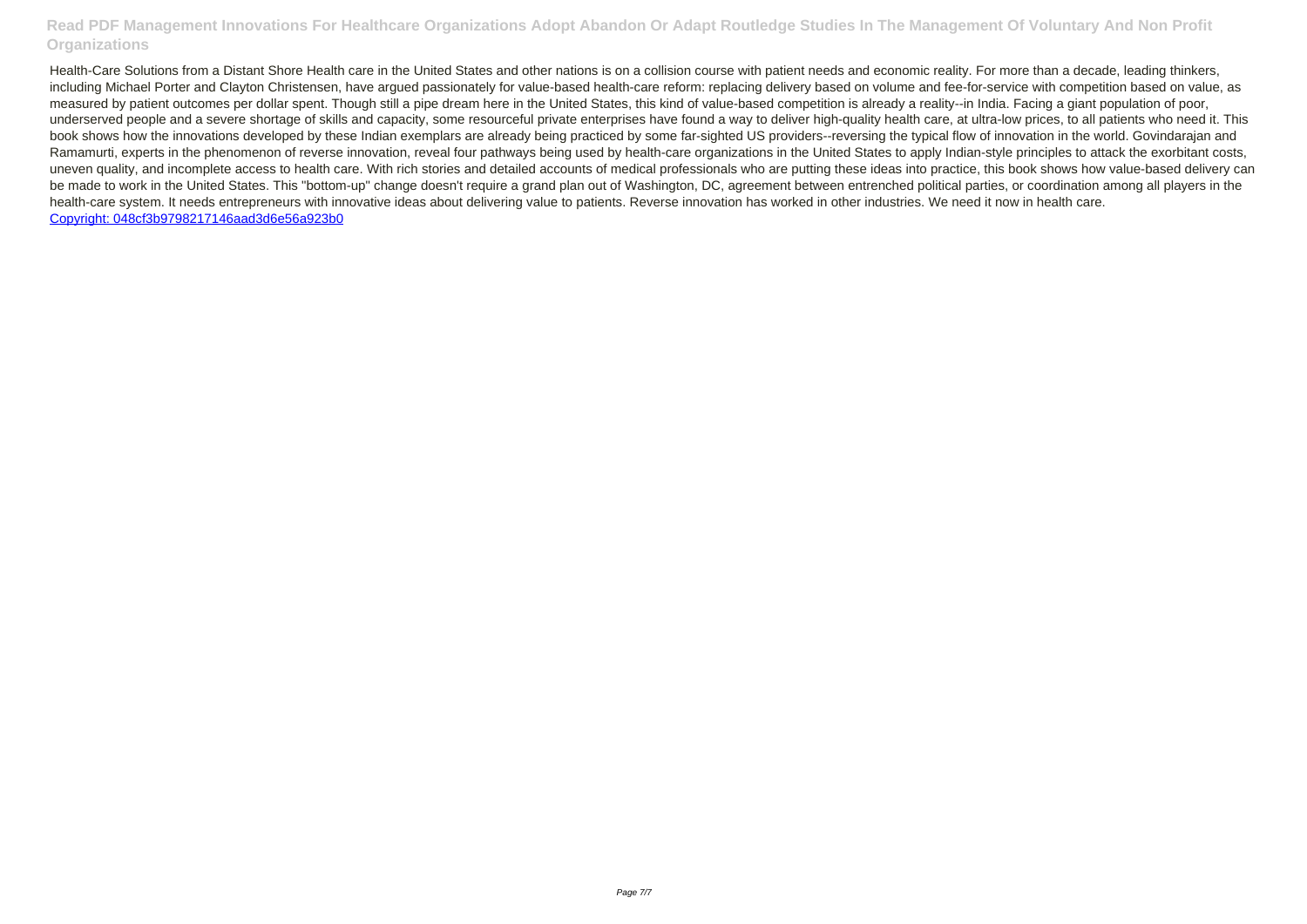Health-Care Solutions from a Distant Shore Health care in the United States and other nations is on a collision course with patient needs and economic reality. For more than a decade, leading thinkers, including Michael Porter and Clayton Christensen, have argued passionately for value-based health-care reform: replacing delivery based on volume and fee-for-service with competition based on value, as measured by patient outcomes per dollar spent. Though still a pipe dream here in the United States, this kind of value-based competition is already a reality--in India. Facing a giant population of poor, underserved people and a severe shortage of skills and capacity, some resourceful private enterprises have found a way to deliver high-quality health care, at ultra-low prices, to all patients who need it. This book shows how the innovations developed by these Indian exemplars are already being practiced by some far-sighted US providers--reversing the typical flow of innovation in the world. Govindarajan and Ramamurti, experts in the phenomenon of reverse innovation, reveal four pathways being used by health-care organizations in the United States to apply Indian-style principles to attack the exorbitant costs, uneven quality, and incomplete access to health care. With rich stories and detailed accounts of medical professionals who are putting these ideas into practice, this book shows how value-based delivery can be made to work in the United States. This "bottom-up" change doesn't require a grand plan out of Washington, DC, agreement between entrenched political parties, or coordination among all players in the health-care system. It needs entrepreneurs with innovative ideas about delivering value to patients. Reverse innovation has worked in other industries. We need it now in health care.

Copyright: 048cf3b9798217146aad3d6e56a923b0